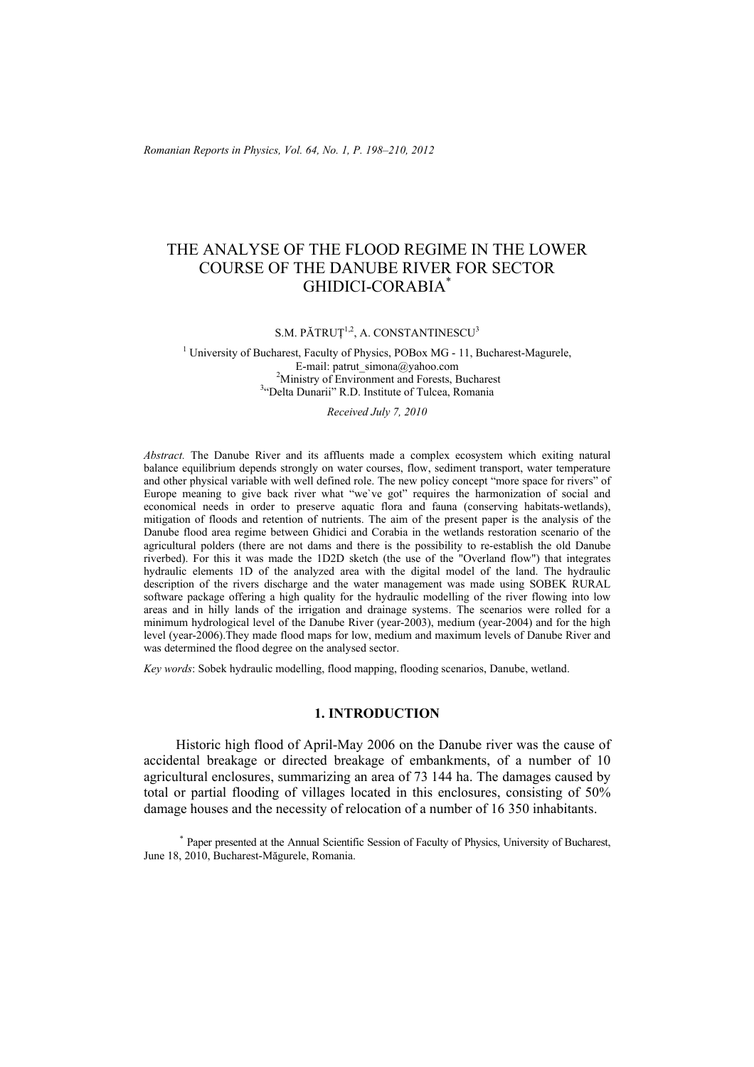# THE ANALYSE OF THE FLOOD REGIME IN THE LOWER COURSE OF THE DANUBE RIVER FOR SECTOR GHIDICI-CORABIA*

S.M. PĂTRUȚ[1,2], A. CONSTANTINESCU[3]

[1] University of Bucharest, Faculty of Physics, POBox MG - 11, Bucharest-Magurele,
E-mail: patrut_simona@yahoo.com
[2]Ministry of Environment and Forests, Bucharest
[3]"Delta Dunarii" R.D. Institute of Tulcea, Romania

*Received July 7, 2010*

*Abstract.* The Danube River and its affluents made a complex ecosystem which exiting natural balance equilibrium depends strongly on water courses, flow, sediment transport, water temperature and other physical variable with well defined role. The new policy concept "more space for rivers" of Europe meaning to give back river what "we`ve got" requires the harmonization of social and economical needs in order to preserve aquatic flora and fauna (conserving habitats-wetlands), mitigation of floods and retention of nutrients. The aim of the present paper is the analysis of the Danube flood area regime between Ghidici and Corabia in the wetlands restoration scenario of the agricultural polders (there are not dams and there is the possibility to re-establish the old Danube riverbed). For this it was made the 1D2D sketch (the use of the "Overland flow") that integrates hydraulic elements 1D of the analyzed area with the digital model of the land. The hydraulic description of the rivers discharge and the water management was made using SOBEK RURAL software package offering a high quality for the hydraulic modelling of the river flowing into low areas and in hilly lands of the irrigation and drainage systems. The scenarios were rolled for a minimum hydrological level of the Danube River (year-2003), medium (year-2004) and for the high level (year-2006).They made flood maps for low, medium and maximum levels of Danube River and was determined the flood degree on the analysed sector.

*Key words*: Sobek hydraulic modelling, flood mapping, flooding scenarios, Danube, wetland.

## 1. INTRODUCTION

Historic high flood of April-May 2006 on the Danube river was the cause of accidental breakage or directed breakage of embankments, of a number of 10 agricultural enclosures, summarizing an area of 73 144 ha. The damages caused by total or partial flooding of villages located in this enclosures, consisting of 50% damage houses and the necessity of relocation of a number of 16 350 inhabitants.

\* Paper presented at the Annual Scientific Session of Faculty of Physics, University of Bucharest, June 18, 2010, Bucharest-Măgurele, Romania.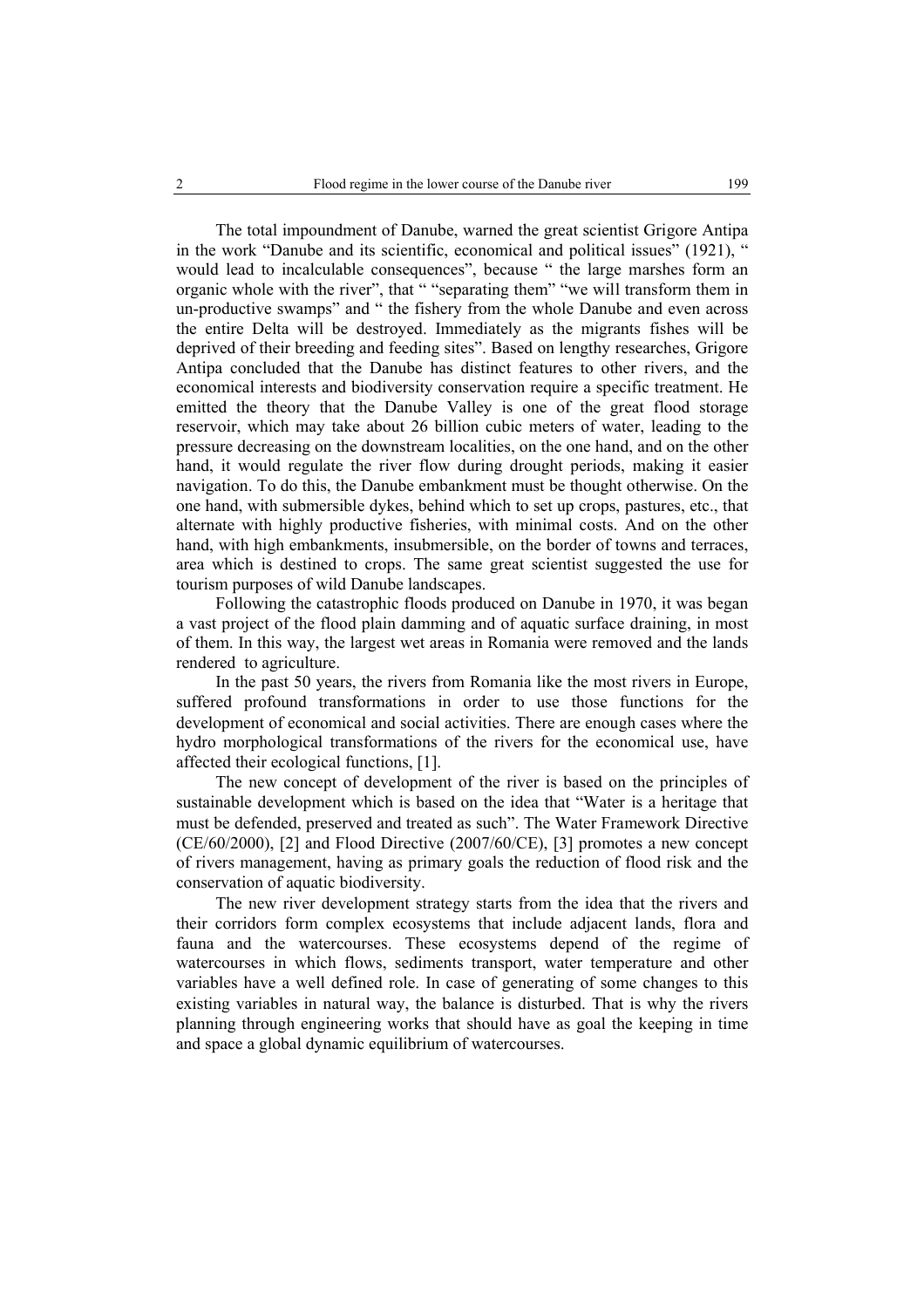The total impoundment of Danube, warned the great scientist Grigore Antipa in the work "Danube and its scientific, economical and political issues" (1921), " would lead to incalculable consequences", because " the large marshes form an organic whole with the river", that " "separating them" "we will transform them in un-productive swamps" and " the fishery from the whole Danube and even across the entire Delta will be destroyed. Immediately as the migrants fishes will be deprived of their breeding and feeding sites". Based on lengthy researches, Grigore Antipa concluded that the Danube has distinct features to other rivers, and the economical interests and biodiversity conservation require a specific treatment. He emitted the theory that the Danube Valley is one of the great flood storage reservoir, which may take about 26 billion cubic meters of water, leading to the pressure decreasing on the downstream localities, on the one hand, and on the other hand, it would regulate the river flow during drought periods, making it easier navigation. To do this, the Danube embankment must be thought otherwise. On the one hand, with submersible dykes, behind which to set up crops, pastures, etc., that alternate with highly productive fisheries, with minimal costs. And on the other hand, with high embankments, insubmersible, on the border of towns and terraces, area which is destined to crops. The same great scientist suggested the use for tourism purposes of wild Danube landscapes.

Following the catastrophic floods produced on Danube in 1970, it was began a vast project of the flood plain damming and of aquatic surface draining, in most of them. In this way, the largest wet areas in Romania were removed and the lands rendered to agriculture.

In the past 50 years, the rivers from Romania like the most rivers in Europe, suffered profound transformations in order to use those functions for the development of economical and social activities. There are enough cases where the hydro morphological transformations of the rivers for the economical use, have affected their ecological functions, [1].

The new concept of development of the river is based on the principles of sustainable development which is based on the idea that "Water is a heritage that must be defended, preserved and treated as such". The Water Framework Directive (CE/60/2000), [2] and Flood Directive (2007/60/CE), [3] promotes a new concept of rivers management, having as primary goals the reduction of flood risk and the conservation of aquatic biodiversity.

The new river development strategy starts from the idea that the rivers and their corridors form complex ecosystems that include adjacent lands, flora and fauna and the watercourses. These ecosystems depend of the regime of watercourses in which flows, sediments transport, water temperature and other variables have a well defined role. In case of generating of some changes to this existing variables in natural way, the balance is disturbed. That is why the rivers planning through engineering works that should have as goal the keeping in time and space a global dynamic equilibrium of watercourses.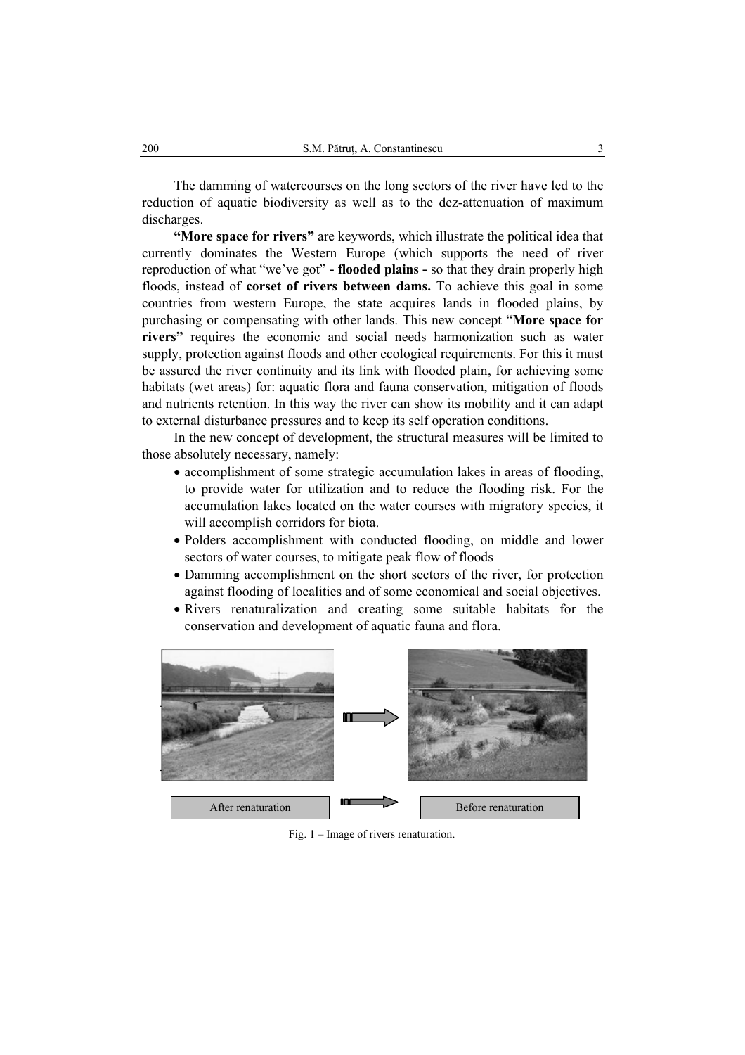The damming of watercourses on the long sectors of the river have led to the reduction of aquatic biodiversity as well as to the dez-attenuation of maximum discharges.

**"More space for rivers"** are keywords, which illustrate the political idea that currently dominates the Western Europe (which supports the need of river reproduction of what "we've got" **- flooded plains -** so that they drain properly high floods, instead of **corset of rivers between dams.** To achieve this goal in some countries from western Europe, the state acquires lands in flooded plains, by purchasing or compensating with other lands. This new concept "**More space for rivers"** requires the economic and social needs harmonization such as water supply, protection against floods and other ecological requirements. For this it must be assured the river continuity and its link with flooded plain, for achieving some habitats (wet areas) for: aquatic flora and fauna conservation, mitigation of floods and nutrients retention. In this way the river can show its mobility and it can adapt to external disturbance pressures and to keep its self operation conditions.

In the new concept of development, the structural measures will be limited to those absolutely necessary, namely:

- accomplishment of some strategic accumulation lakes in areas of flooding, to provide water for utilization and to reduce the flooding risk. For the accumulation lakes located on the water courses with migratory species, it will accomplish corridors for biota.
- Polders accomplishment with conducted flooding, on middle and lower sectors of water courses, to mitigate peak flow of floods
- Damming accomplishment on the short sectors of the river, for protection against flooding of localities and of some economical and social objectives.
- Rivers renaturalization and creating some suitable habitats for the conservation and development of aquatic fauna and flora.

After renaturation → Before renaturation

Fig. 1 – Image of rivers renaturation.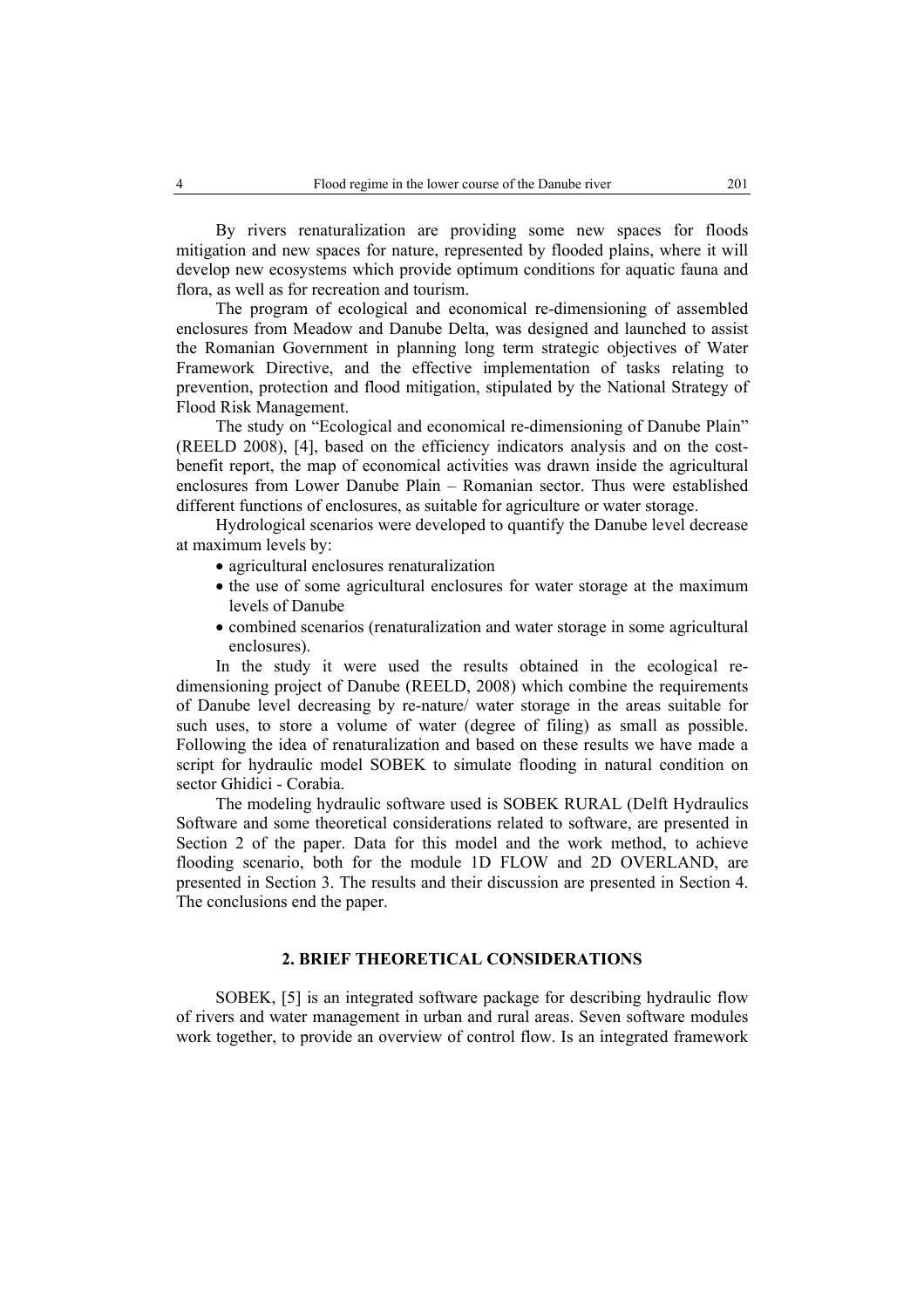By rivers renaturalization are providing some new spaces for floods mitigation and new spaces for nature, represented by flooded plains, where it will develop new ecosystems which provide optimum conditions for aquatic fauna and flora, as well as for recreation and tourism.

The program of ecological and economical re-dimensioning of assembled enclosures from Meadow and Danube Delta, was designed and launched to assist the Romanian Government in planning long term strategic objectives of Water Framework Directive, and the effective implementation of tasks relating to prevention, protection and flood mitigation, stipulated by the National Strategy of Flood Risk Management.

The study on "Ecological and economical re-dimensioning of Danube Plain" (REELD 2008), [4], based on the efficiency indicators analysis and on the cost-benefit report, the map of economical activities was drawn inside the agricultural enclosures from Lower Danube Plain – Romanian sector. Thus were established different functions of enclosures, as suitable for agriculture or water storage.

Hydrological scenarios were developed to quantify the Danube level decrease at maximum levels by:

- agricultural enclosures renaturalization
- the use of some agricultural enclosures for water storage at the maximum levels of Danube
- combined scenarios (renaturalization and water storage in some agricultural enclosures).

In the study it were used the results obtained in the ecological re-dimensioning project of Danube (REELD, 2008) which combine the requirements of Danube level decreasing by re-nature/ water storage in the areas suitable for such uses, to store a volume of water (degree of filing) as small as possible. Following the idea of renaturalization and based on these results we have made a script for hydraulic model SOBEK to simulate flooding in natural condition on sector Ghidici - Corabia.

The modeling hydraulic software used is SOBEK RURAL (Delft Hydraulics Software and some theoretical considerations related to software, are presented in Section 2 of the paper. Data for this model and the work method, to achieve flooding scenario, both for the module 1D FLOW and 2D OVERLAND, are presented in Section 3. The results and their discussion are presented in Section 4. The conclusions end the paper.

## 2. BRIEF THEORETICAL CONSIDERATIONS

SOBEK, [5] is an integrated software package for describing hydraulic flow of rivers and water management in urban and rural areas. Seven software modules work together, to provide an overview of control flow. Is an integrated framework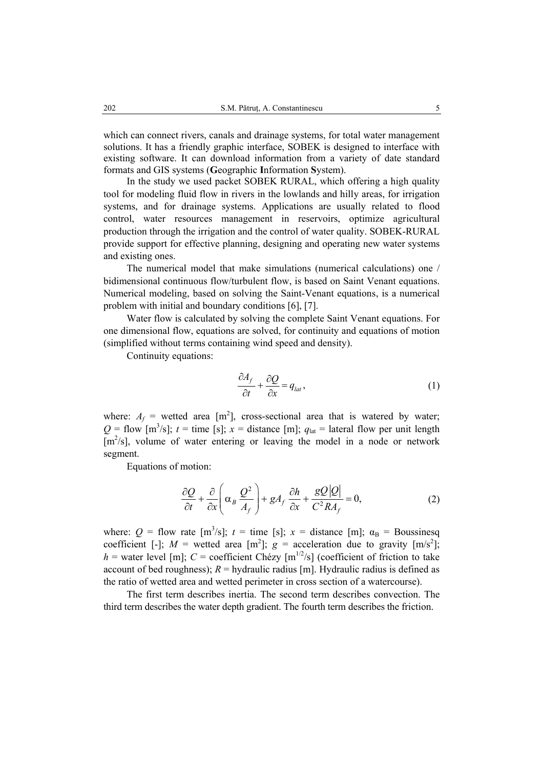which can connect rivers, canals and drainage systems, for total water management solutions. It has a friendly graphic interface, SOBEK is designed to interface with existing software. It can download information from a variety of date standard formats and GIS systems (**G**eographic **I**nformation **S**ystem).

In the study we used packet SOBEK RURAL, which offering a high quality tool for modeling fluid flow in rivers in the lowlands and hilly areas, for irrigation systems, and for drainage systems. Applications are usually related to flood control, water resources management in reservoirs, optimize agricultural production through the irrigation and the control of water quality. SOBEK-RURAL provide support for effective planning, designing and operating new water systems and existing ones.

The numerical model that make simulations (numerical calculations) one / bidimensional continuous flow/turbulent flow, is based on Saint Venant equations. Numerical modeling, based on solving the Saint-Venant equations, is a numerical problem with initial and boundary conditions [6], [7].

Water flow is calculated by solving the complete Saint Venant equations. For one dimensional flow, equations are solved, for continuity and equations of motion (simplified without terms containing wind speed and density).

Continuity equations:

$$\frac{\partial A_f}{\partial t} + \frac{\partial Q}{\partial x} = q_{lat}, \tag{1}$$

where: $A_f$ = wetted area [m$^2$], cross-sectional area that is watered by water; $Q$ = flow [m$^3$/s]; $t$ = time [s]; $x$ = distance [m]; $q_{\text{lat}}$ = lateral flow per unit length [m$^2$/s], volume of water entering or leaving the model in a node or network segment.

Equations of motion:

$$\frac{\partial Q}{\partial t} + \frac{\partial}{\partial x}\left(\alpha_B \frac{Q^2}{A_f}\right) + gA_f \frac{\partial h}{\partial x} + \frac{gQ|Q|}{C^2 R A_f} = 0, \tag{2}$$

where: $Q$ = flow rate [m$^3$/s]; $t$ = time [s]; $x$ = distance [m]; $\alpha_B$ = Boussinesq coefficient [-]; $M$ = wetted area [m$^2$]; $g$ = acceleration due to gravity [m/s$^2$]; $h$ = water level [m]; $C$ = coefficient Chézy [m$^{1/2}$/s] (coefficient of friction to take account of bed roughness); $R$ = hydraulic radius [m]. Hydraulic radius is defined as the ratio of wetted area and wetted perimeter in cross section of a watercourse).

The first term describes inertia. The second term describes convection. The third term describes the water depth gradient. The fourth term describes the friction.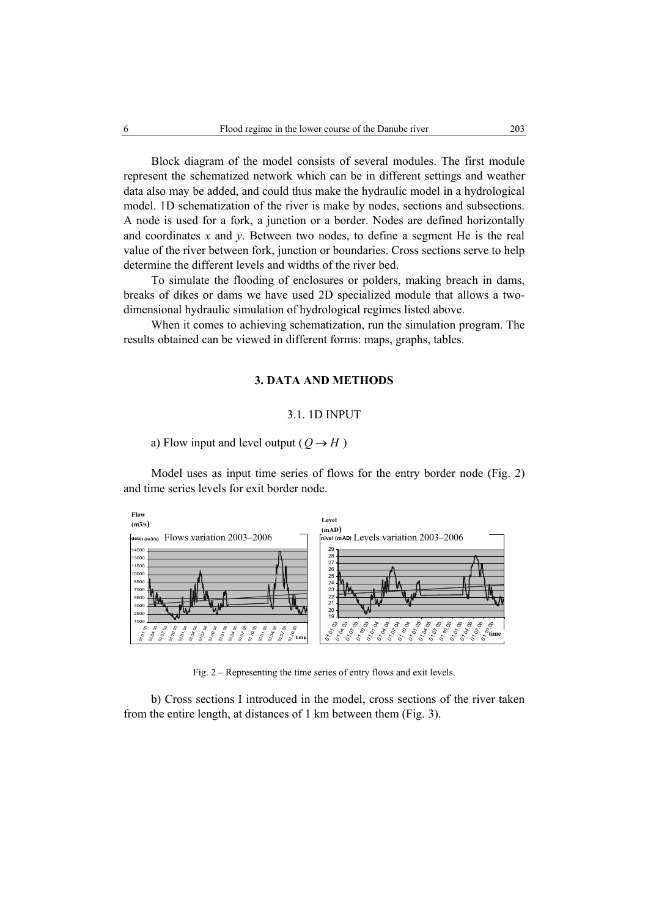Block diagram of the model consists of several modules. The first module represent the schematized network which can be in different settings and weather data also may be added, and could thus make the hydraulic model in a hydrological model. 1D schematization of the river is make by nodes, sections and subsections. A node is used for a fork, a junction or a border. Nodes are defined horizontally and coordinates *x* and *y*. Between two nodes, to define a segment He is the real value of the river between fork, junction or boundaries. Cross sections serve to help determine the different levels and widths of the river bed.

To simulate the flooding of enclosures or polders, making breach in dams, breaks of dikes or dams we have used 2D specialized module that allows a two-dimensional hydraulic simulation of hydrological regimes listed above.

When it comes to achieving schematization, run the simulation program. The results obtained can be viewed in different forms: maps, graphs, tables.

## 3. DATA AND METHODS

### 3.1. 1D INPUT

a) Flow input and level output ($Q \rightarrow H$)

Model uses as input time series of flows for the entry border node (Fig. 2) and time series levels for exit border node.

Fig. 2 – Representing the time series of entry flows and exit levels.

b) Cross sections I introduced in the model, cross sections of the river taken from the entire length, at distances of 1 km between them (Fig. 3).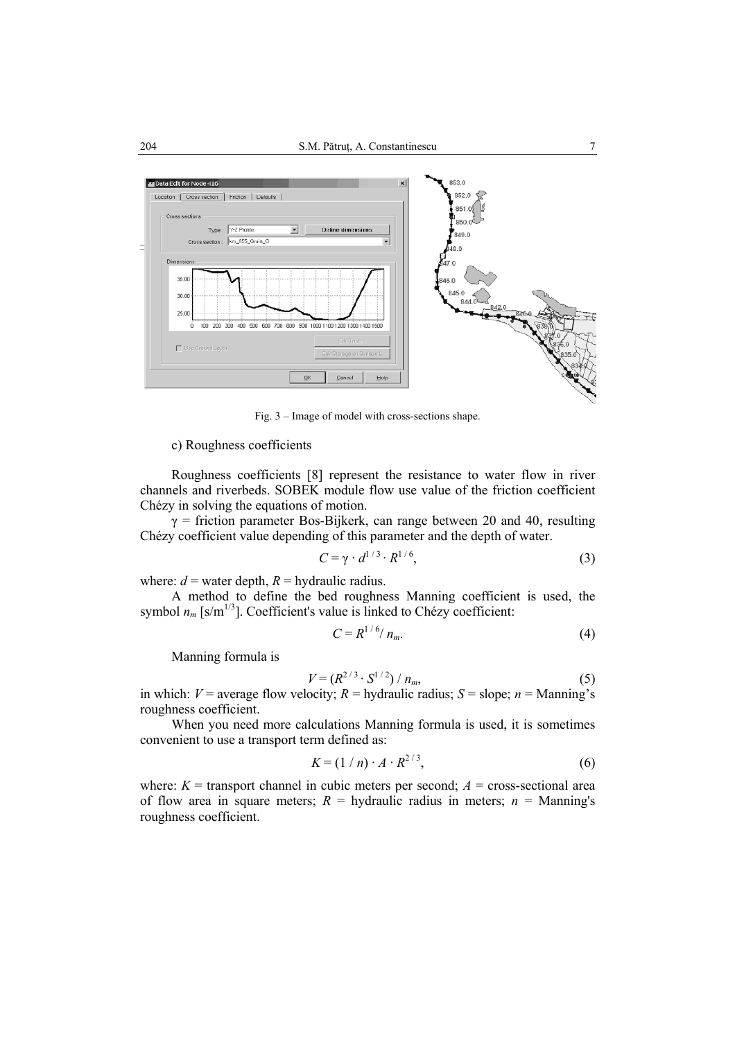Fig. 3 – Image of model with cross-sections shape.

c) Roughness coefficients

Roughness coefficients [8] represent the resistance to water flow in river channels and riverbeds. SOBEK module flow use value of the friction coefficient Chézy in solving the equations of motion.

$\gamma$ = friction parameter Bos-Bijkerk, can range between 20 and 40, resulting Chézy coefficient value depending of this parameter and the depth of water.

$$C = \gamma \cdot d^{1/3} \cdot R^{1/6}, \tag{3}$$

where: $d$ = water depth, $R$ = hydraulic radius.

A method to define the bed roughness Manning coefficient is used, the symbol $n_m$ [s/m$^{1/3}$]. Coefficient's value is linked to Chézy coefficient:

$$C = R^{1/6} / n_m. \tag{4}$$

Manning formula is

$$V = (R^{2/3} \cdot S^{1/2}) / n_m, \tag{5}$$

in which: $V$ = average flow velocity; $R$ = hydraulic radius; $S$ = slope; $n$ = Manning's roughness coefficient.

When you need more calculations Manning formula is used, it is sometimes convenient to use a transport term defined as:

$$K = (1 / n) \cdot A \cdot R^{2/3}, \tag{6}$$

where: $K$ = transport channel in cubic meters per second; $A$ = cross-sectional area of flow area in square meters; $R$ = hydraulic radius in meters; $n$ = Manning's roughness coefficient.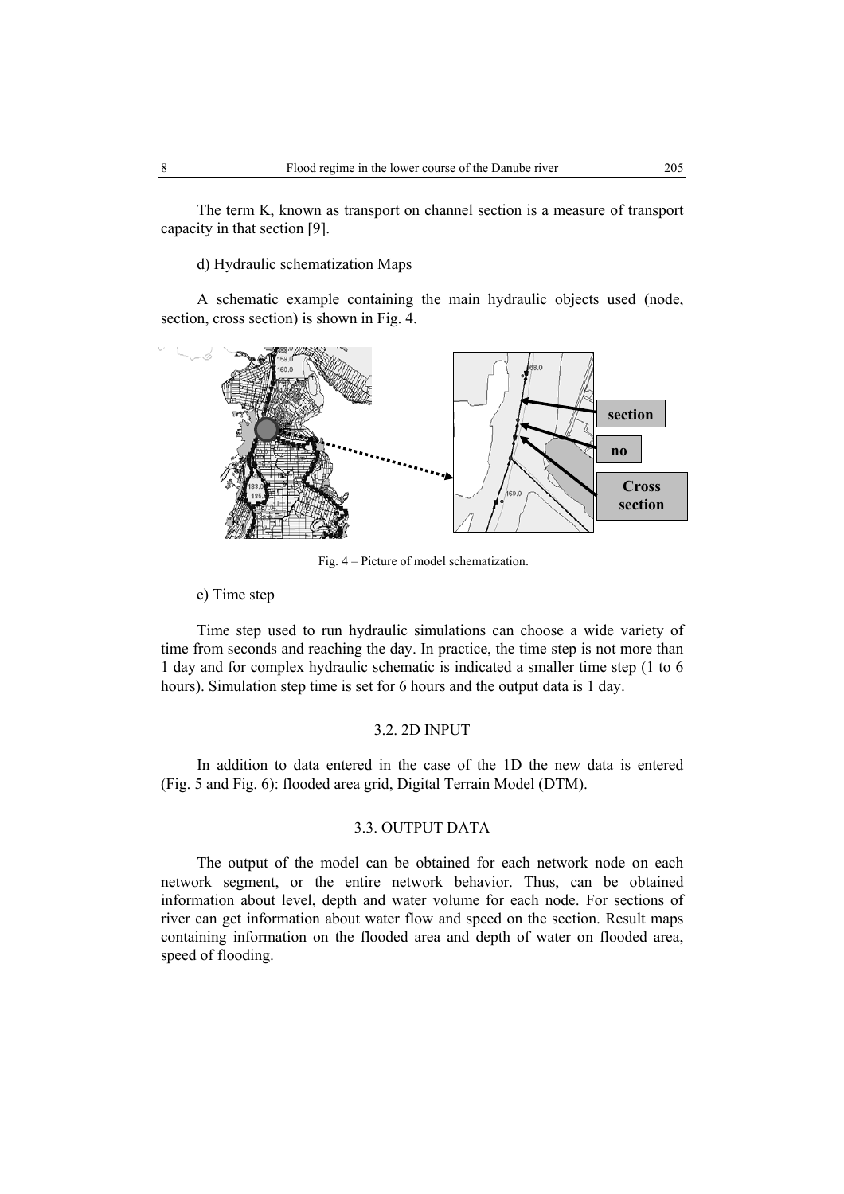The term K, known as transport on channel section is a measure of transport capacity in that section [9].

d) Hydraulic schematization Maps

A schematic example containing the main hydraulic objects used (node, section, cross section) is shown in Fig. 4.

Fig. 4 – Picture of model schematization.

e) Time step

Time step used to run hydraulic simulations can choose a wide variety of time from seconds and reaching the day. In practice, the time step is not more than 1 day and for complex hydraulic schematic is indicated a smaller time step (1 to 6 hours). Simulation step time is set for 6 hours and the output data is 1 day.

### 3.2. 2D INPUT

In addition to data entered in the case of the 1D the new data is entered (Fig. 5 and Fig. 6): flooded area grid, Digital Terrain Model (DTM).

### 3.3. OUTPUT DATA

The output of the model can be obtained for each network node on each network segment, or the entire network behavior. Thus, can be obtained information about level, depth and water volume for each node. For sections of river can get information about water flow and speed on the section. Result maps containing information on the flooded area and depth of water on flooded area, speed of flooding.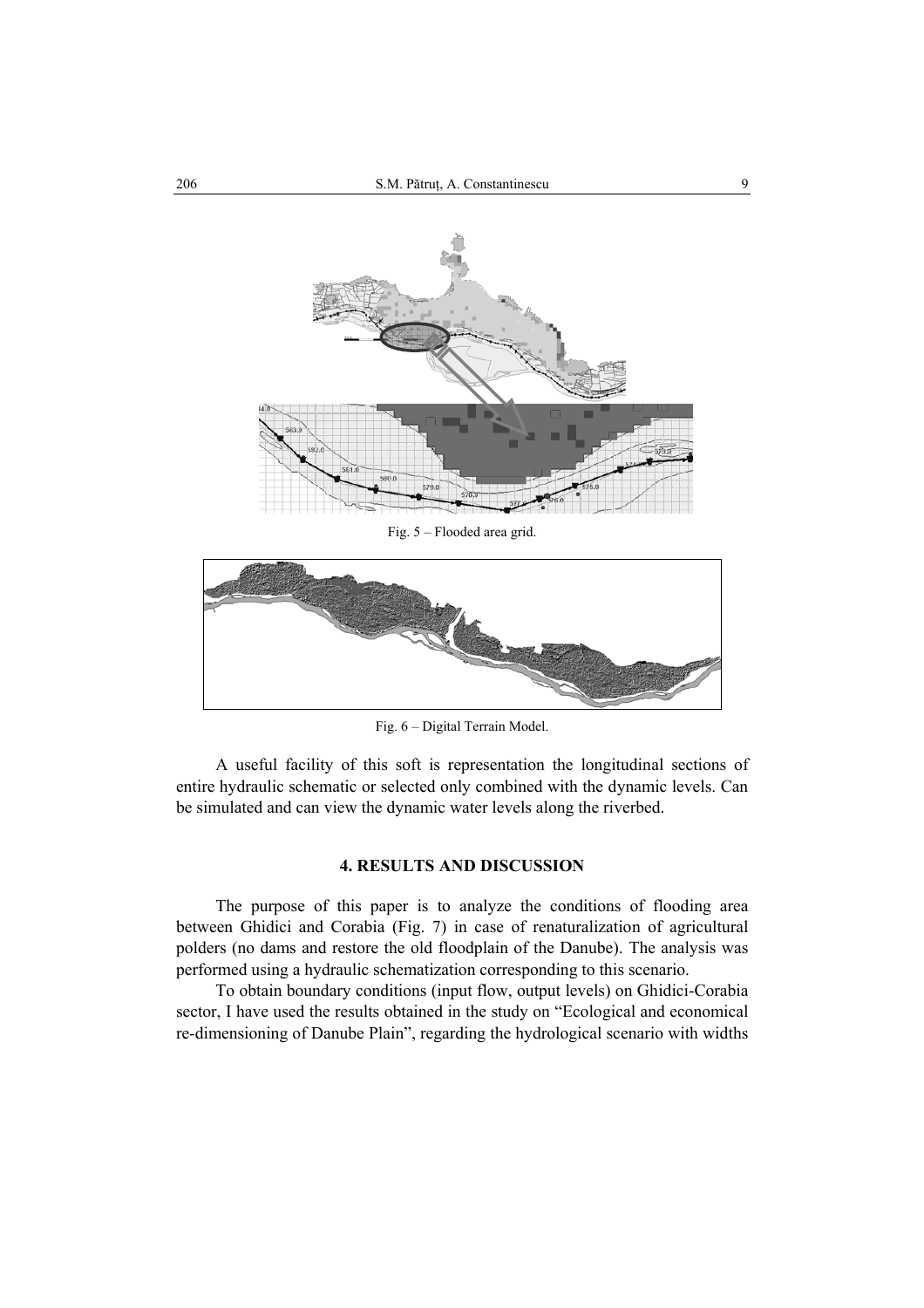Fig. 5 – Flooded area grid.

Fig. 6 – Digital Terrain Model.

A useful facility of this soft is representation the longitudinal sections of entire hydraulic schematic or selected only combined with the dynamic levels. Can be simulated and can view the dynamic water levels along the riverbed.

## 4. RESULTS AND DISCUSSION

The purpose of this paper is to analyze the conditions of flooding area between Ghidici and Corabia (Fig. 7) in case of renaturalization of agricultural polders (no dams and restore the old floodplain of the Danube). The analysis was performed using a hydraulic schematization corresponding to this scenario.

To obtain boundary conditions (input flow, output levels) on Ghidici-Corabia sector, I have used the results obtained in the study on "Ecological and economical re-dimensioning of Danube Plain", regarding the hydrological scenario with widths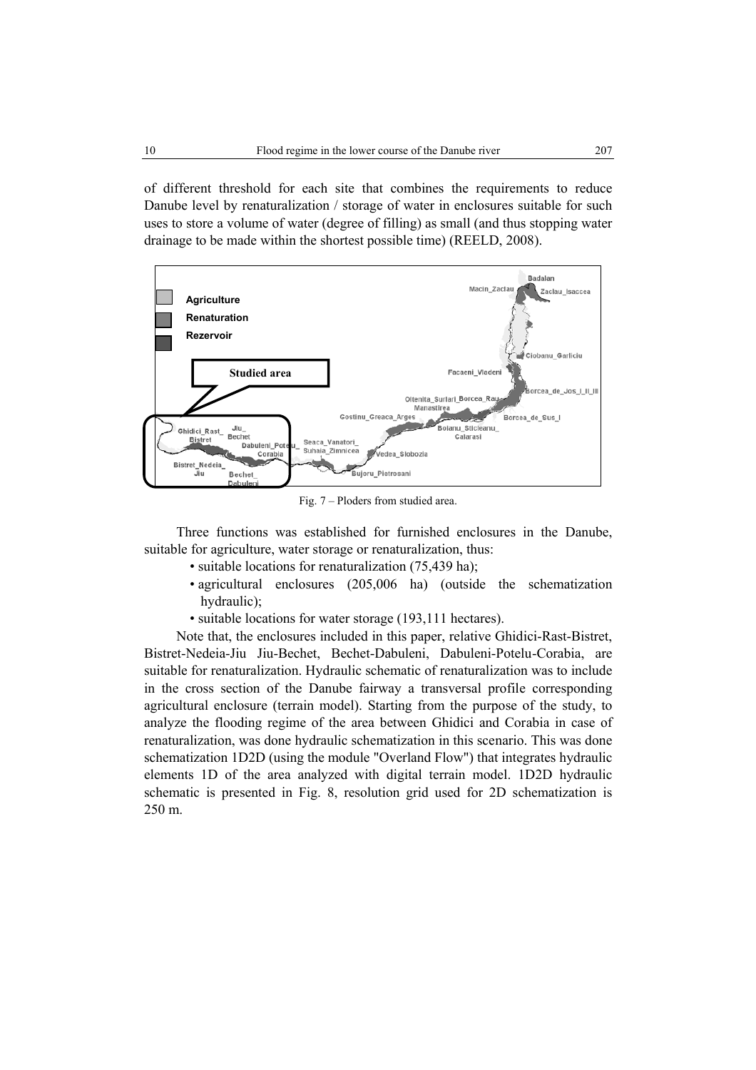of different threshold for each site that combines the requirements to reduce Danube level by renaturalization / storage of water in enclosures suitable for such uses to store a volume of water (degree of filling) as small (and thus stopping water drainage to be made within the shortest possible time) (REELD, 2008).

Fig. 7 – Ploders from studied area.

Three functions was established for furnished enclosures in the Danube, suitable for agriculture, water storage or renaturalization, thus:

- suitable locations for renaturalization (75,439 ha);
- agricultural enclosures (205,006 ha) (outside the schematization hydraulic);
- suitable locations for water storage (193,111 hectares).

Note that, the enclosures included in this paper, relative Ghidici-Rast-Bistret, Bistret-Nedeia-Jiu Jiu-Bechet, Bechet-Dabuleni, Dabuleni-Potelu-Corabia, are suitable for renaturalization. Hydraulic schematic of renaturalization was to include in the cross section of the Danube fairway a transversal profile corresponding agricultural enclosure (terrain model). Starting from the purpose of the study, to analyze the flooding regime of the area between Ghidici and Corabia in case of renaturalization, was done hydraulic schematization in this scenario. This was done schematization 1D2D (using the module "Overland Flow") that integrates hydraulic elements 1D of the area analyzed with digital terrain model. 1D2D hydraulic schematic is presented in Fig. 8, resolution grid used for 2D schematization is 250 m.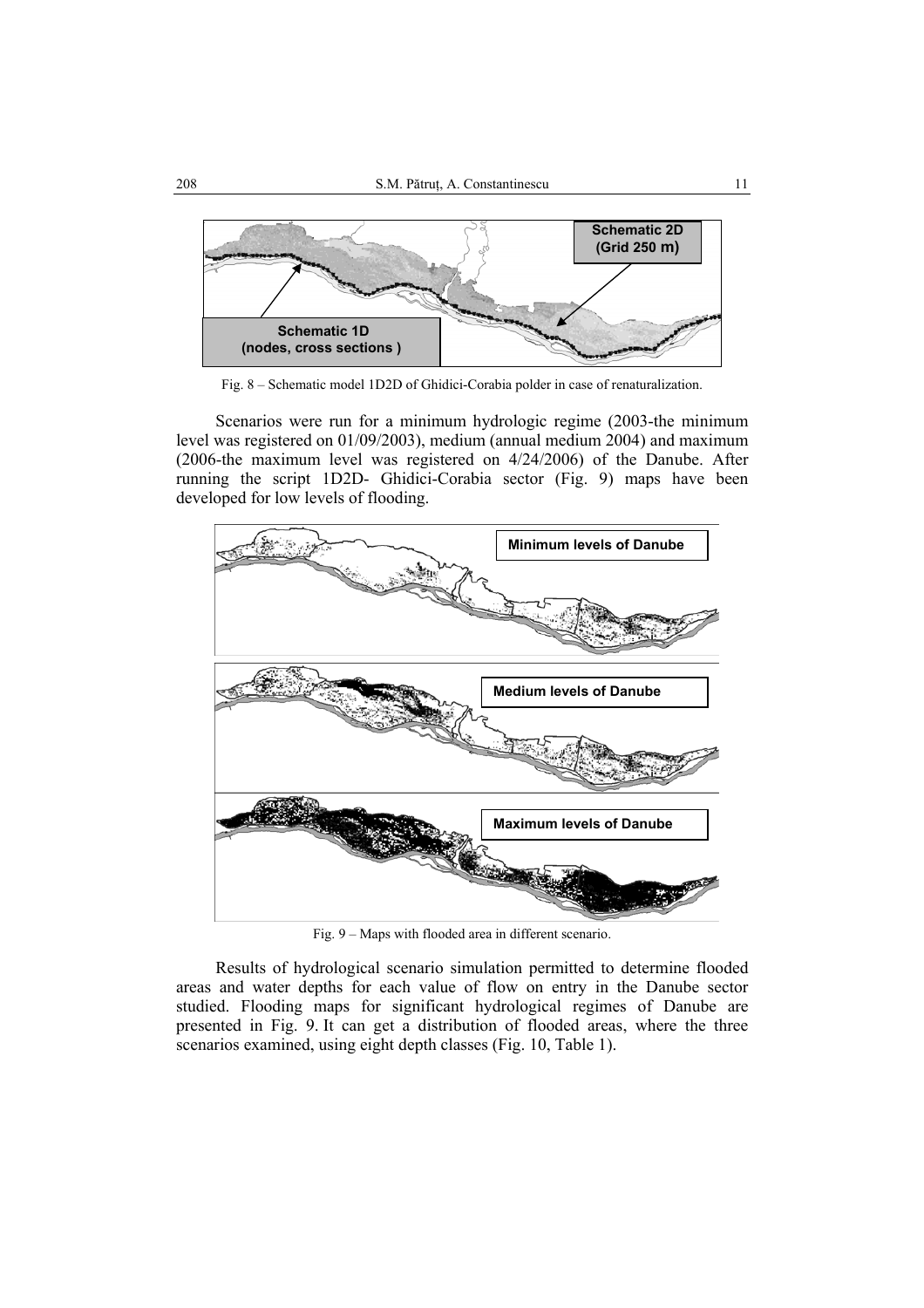Fig. 8 – Schematic model 1D2D of Ghidici-Corabia polder in case of renaturalization.

Scenarios were run for a minimum hydrologic regime (2003-the minimum level was registered on 01/09/2003), medium (annual medium 2004) and maximum (2006-the maximum level was registered on 4/24/2006) of the Danube. After running the script 1D2D- Ghidici-Corabia sector (Fig. 9) maps have been developed for low levels of flooding.

Fig. 9 – Maps with flooded area in different scenario.

Results of hydrological scenario simulation permitted to determine flooded areas and water depths for each value of flow on entry in the Danube sector studied. Flooding maps for significant hydrological regimes of Danube are presented in Fig. 9. It can get a distribution of flooded areas, where the three scenarios examined, using eight depth classes (Fig. 10, Table 1).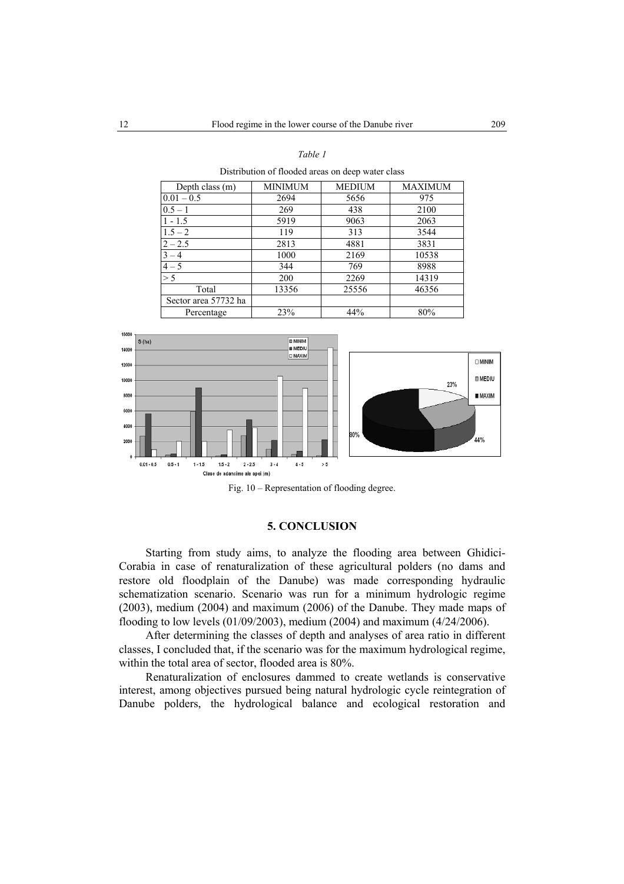*Table 1*

Distribution of flooded areas on deep water class

| Depth class (m) | MINIMUM | MEDIUM | MAXIMUM |
|---|---|---|---|
| 0.01 – 0.5 | 2694 | 5656 | 975 |
| 0.5 – 1 | 269 | 438 | 2100 |
| 1 - 1.5 | 5919 | 9063 | 2063 |
| 1.5 – 2 | 119 | 313 | 3544 |
| 2 – 2.5 | 2813 | 4881 | 3831 |
| 3 – 4 | 1000 | 2169 | 10538 |
| 4 – 5 | 344 | 769 | 8988 |
| > 5 | 200 | 2269 | 14319 |
| Total | 13356 | 25556 | 46356 |
| Sector area 57732 ha | | | |
| Percentage | 23% | 44% | 80% |

Fig. 10 – Representation of flooding degree.

## 5. CONCLUSION

Starting from study aims, to analyze the flooding area between Ghidici-Corabia in case of renaturalization of these agricultural polders (no dams and restore old floodplain of the Danube) was made corresponding hydraulic schematization scenario. Scenario was run for a minimum hydrologic regime (2003), medium (2004) and maximum (2006) of the Danube. They made maps of flooding to low levels (01/09/2003), medium (2004) and maximum (4/24/2006).

After determining the classes of depth and analyses of area ratio in different classes, I concluded that, if the scenario was for the maximum hydrological regime, within the total area of sector, flooded area is 80%.

Renaturalization of enclosures dammed to create wetlands is conservative interest, among objectives pursued being natural hydrologic cycle reintegration of Danube polders, the hydrological balance and ecological restoration and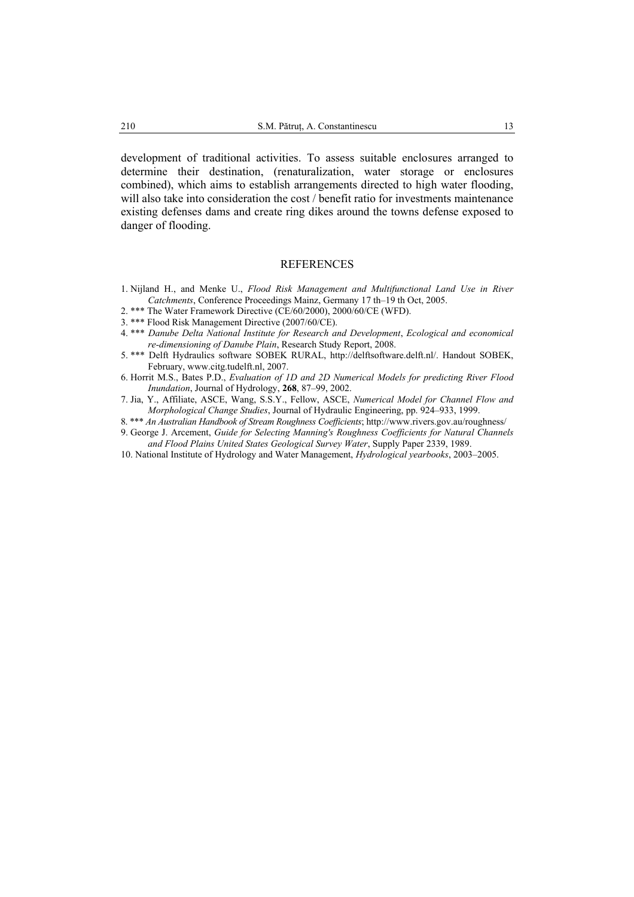development of traditional activities. To assess suitable enclosures arranged to determine their destination, (renaturalization, water storage or enclosures combined), which aims to establish arrangements directed to high water flooding, will also take into consideration the cost / benefit ratio for investments maintenance existing defenses dams and create ring dikes around the towns defense exposed to danger of flooding.

## REFERENCES

1. Nijland H., and Menke U., *Flood Risk Management and Multifunctional Land Use in River Catchments*, Conference Proceedings Mainz, Germany 17 th–19 th Oct, 2005.
2. *** The Water Framework Directive (CE/60/2000), 2000/60/CE (WFD).
3. *** Flood Risk Management Directive (2007/60/CE).
4. *** *Danube Delta National Institute for Research and Development*, *Ecological and economical re-dimensioning of Danube Plain*, Research Study Report, 2008.
5. *** Delft Hydraulics software SOBEK RURAL, http://delftsoftware.delft.nl/. Handout SOBEK, February, www.citg.tudelft.nl, 2007.
6. Horrit M.S., Bates P.D., *Evaluation of 1D and 2D Numerical Models for predicting River Flood Inundation*, Journal of Hydrology, **268**, 87–99, 2002.
7. Jia, Y., Affiliate, ASCE, Wang, S.S.Y., Fellow, ASCE, *Numerical Model for Channel Flow and Morphological Change Studies*, Journal of Hydraulic Engineering, pp. 924–933, 1999.
8. *** *An Australian Handbook of Stream Roughness Coefficients*; http://www.rivers.gov.au/roughness/
9. George J. Arcement, *Guide for Selecting Manning's Roughness Coefficients for Natural Channels and Flood Plains United States Geological Survey Water*, Supply Paper 2339, 1989.
10. National Institute of Hydrology and Water Management, *Hydrological yearbooks*, 2003–2005.